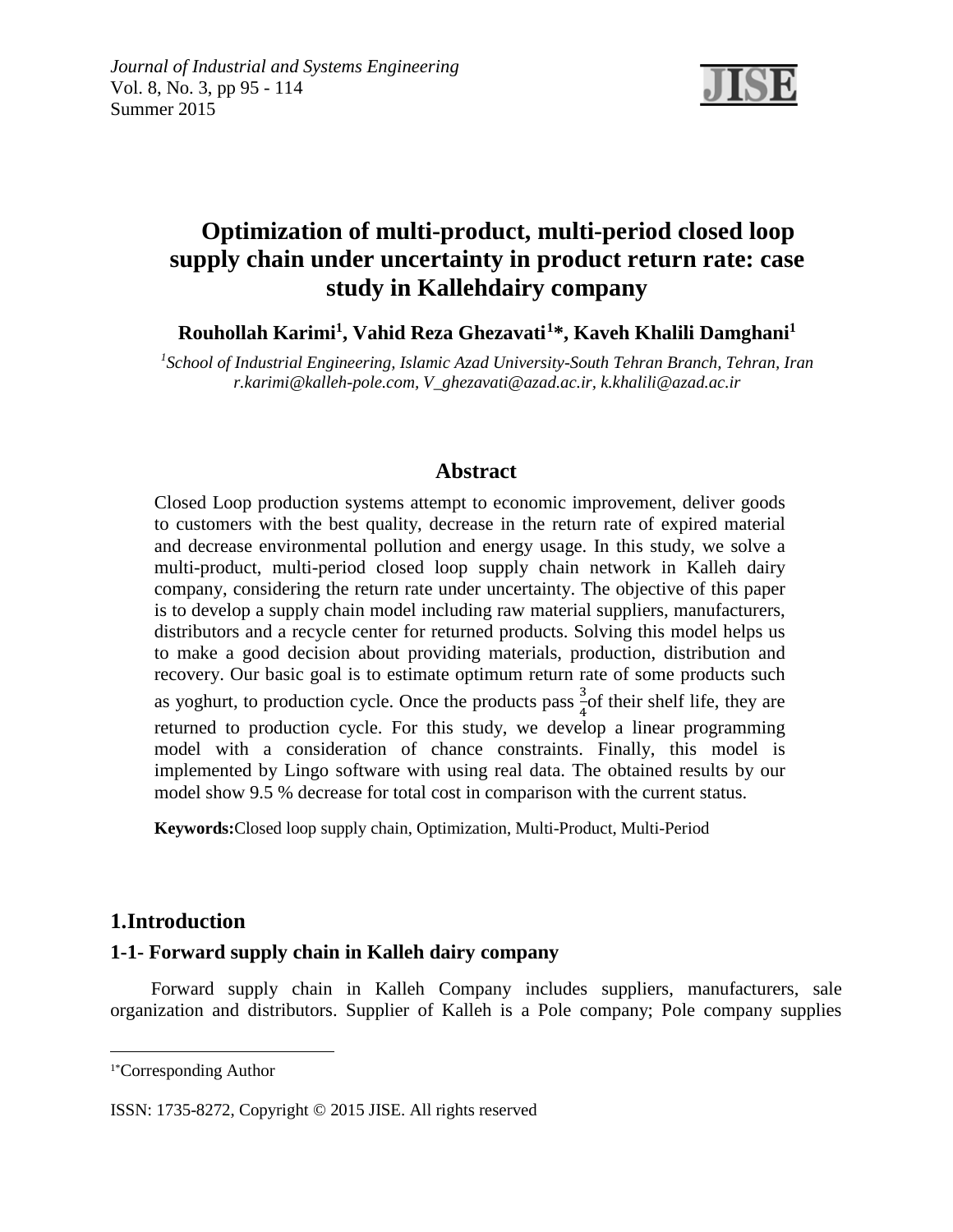# Optimization of multi-product, multi-period closed loop supply chain under uncertainty in product return rate: case study in Kallehdairy company

**Rouhollah Karimi[1], Vahid Reza Ghezavati[1]\*, Kaveh Khalili Damghani[1]**

*[1]School of Industrial Engineering, Islamic Azad University-South Tehran Branch, Tehran, Iran*
*r.karimi@kalleh-pole.com, V_ghezavati@azad.ac.ir, k.khalili@azad.ac.ir*

## Abstract

Closed Loop production systems attempt to economic improvement, deliver goods to customers with the best quality, decrease in the return rate of expired material and decrease environmental pollution and energy usage. In this study, we solve a multi-product, multi-period closed loop supply chain network in Kalleh dairy company, considering the return rate under uncertainty. The objective of this paper is to develop a supply chain model including raw material suppliers, manufacturers, distributors and a recycle center for returned products. Solving this model helps us to make a good decision about providing materials, production, distribution and recovery. Our basic goal is to estimate optimum return rate of some products such as yoghurt, to production cycle. Once the products pass $\frac{3}{4}$of their shelf life, they are returned to production cycle. For this study, we develop a linear programming model with a consideration of chance constraints. Finally, this model is implemented by Lingo software with using real data. The obtained results by our model show 9.5 % decrease for total cost in comparison with the current status.

**Keywords:**Closed loop supply chain, Optimization, Multi-Product, Multi-Period

## 1.Introduction

### 1-1- Forward supply chain in Kalleh dairy company

Forward supply chain in Kalleh Company includes suppliers, manufacturers, sale organization and distributors. Supplier of Kalleh is a Pole company; Pole company supplies

---

[1*]Corresponding Author

ISSN: 1735-8272, Copyright © 2015 JISE. All rights reserved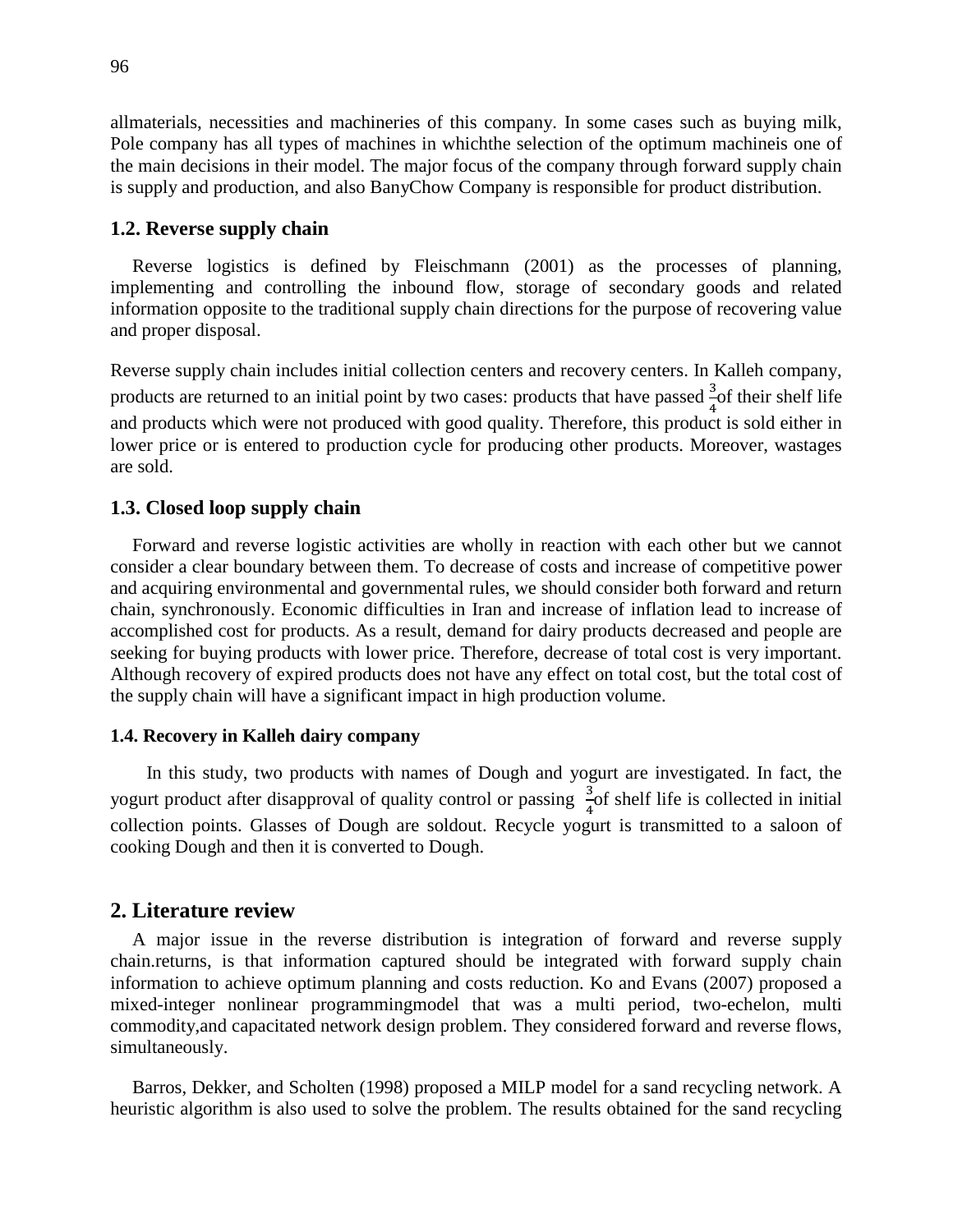allmaterials, necessities and machineries of this company. In some cases such as buying milk, Pole company has all types of machines in whichthe selection of the optimum machineis one of the main decisions in their model. The major focus of the company through forward supply chain is supply and production, and also BanyChow Company is responsible for product distribution.

### 1.2. Reverse supply chain

Reverse logistics is defined by Fleischmann (2001) as the processes of planning, implementing and controlling the inbound flow, storage of secondary goods and related information opposite to the traditional supply chain directions for the purpose of recovering value and proper disposal.

Reverse supply chain includes initial collection centers and recovery centers. In Kalleh company, products are returned to an initial point by two cases: products that have passed $\frac{3}{4}$of their shelf life and products which were not produced with good quality. Therefore, this product is sold either in lower price or is entered to production cycle for producing other products. Moreover, wastages are sold.

### 1.3. Closed loop supply chain

Forward and reverse logistic activities are wholly in reaction with each other but we cannot consider a clear boundary between them. To decrease of costs and increase of competitive power and acquiring environmental and governmental rules, we should consider both forward and return chain, synchronously. Economic difficulties in Iran and increase of inflation lead to increase of accomplished cost for products. As a result, demand for dairy products decreased and people are seeking for buying products with lower price. Therefore, decrease of total cost is very important. Although recovery of expired products does not have any effect on total cost, but the total cost of the supply chain will have a significant impact in high production volume.

#### 1.4. Recovery in Kalleh dairy company

In this study, two products with names of Dough and yogurt are investigated. In fact, the yogurt product after disapproval of quality control or passing $\frac{3}{4}$of shelf life is collected in initial collection points. Glasses of Dough are soldout. Recycle yogurt is transmitted to a saloon of cooking Dough and then it is converted to Dough.

## 2. Literature review

A major issue in the reverse distribution is integration of forward and reverse supply chain.returns, is that information captured should be integrated with forward supply chain information to achieve optimum planning and costs reduction. Ko and Evans (2007) proposed a mixed-integer nonlinear programmingmodel that was a multi period, two-echelon, multi commodity,and capacitated network design problem. They considered forward and reverse flows, simultaneously.

Barros, Dekker, and Scholten (1998) proposed a MILP model for a sand recycling network. A heuristic algorithm is also used to solve the problem. The results obtained for the sand recycling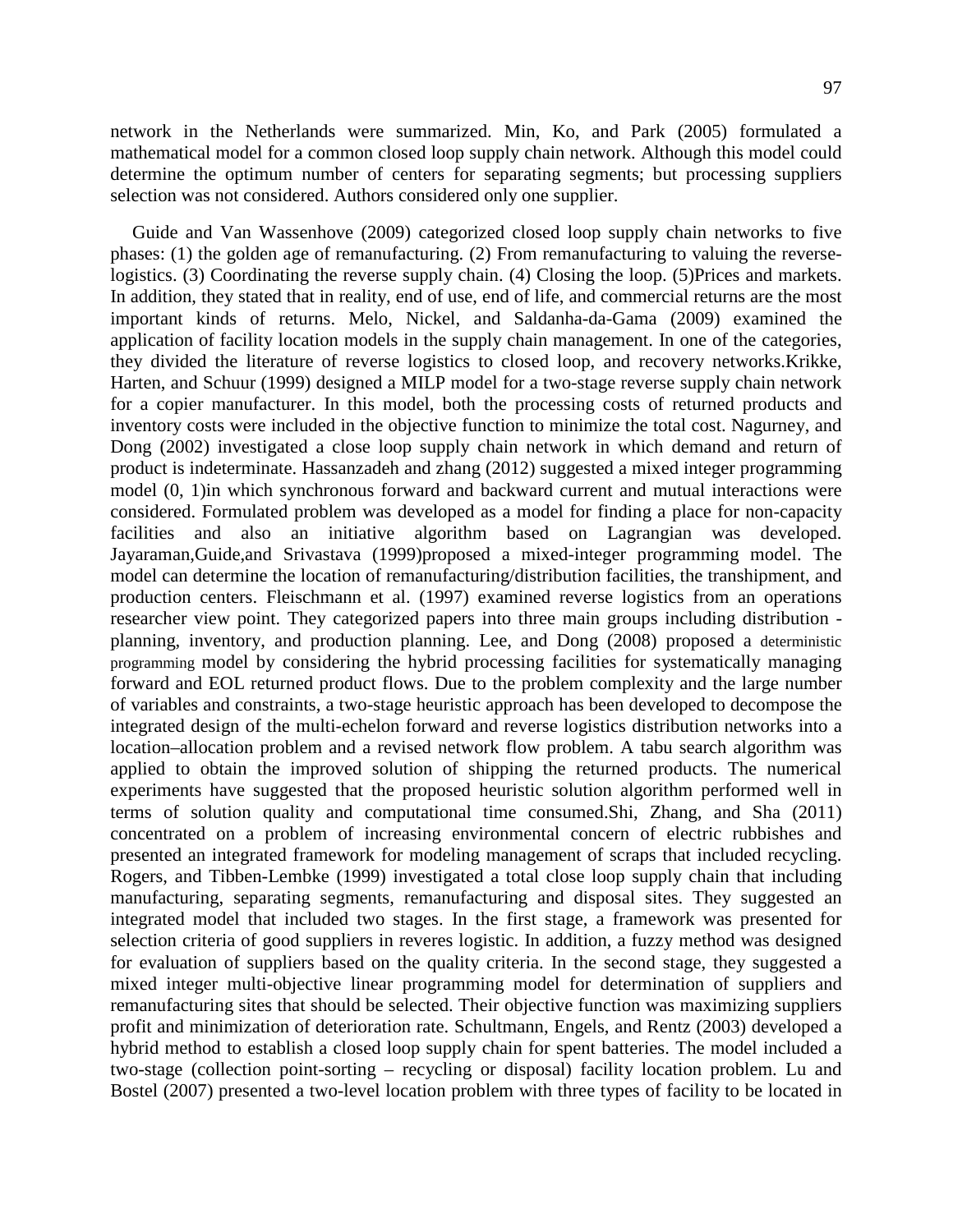network in the Netherlands were summarized. Min, Ko, and Park (2005) formulated a mathematical model for a common closed loop supply chain network. Although this model could determine the optimum number of centers for separating segments; but processing suppliers selection was not considered. Authors considered only one supplier.

Guide and Van Wassenhove (2009) categorized closed loop supply chain networks to five phases: (1) the golden age of remanufacturing. (2) From remanufacturing to valuing the reverse-logistics. (3) Coordinating the reverse supply chain. (4) Closing the loop. (5)Prices and markets. In addition, they stated that in reality, end of use, end of life, and commercial returns are the most important kinds of returns. Melo, Nickel, and Saldanha-da-Gama (2009) examined the application of facility location models in the supply chain management. In one of the categories, they divided the literature of reverse logistics to closed loop, and recovery networks.Krikke, Harten, and Schuur (1999) designed a MILP model for a two-stage reverse supply chain network for a copier manufacturer. In this model, both the processing costs of returned products and inventory costs were included in the objective function to minimize the total cost. Nagurney, and Dong (2002) investigated a close loop supply chain network in which demand and return of product is indeterminate. Hassanzadeh and zhang (2012) suggested a mixed integer programming model (0, 1)in which synchronous forward and backward current and mutual interactions were considered. Formulated problem was developed as a model for finding a place for non-capacity facilities and also an initiative algorithm based on Lagrangian was developed. Jayaraman,Guide,and Srivastava (1999)proposed a mixed-integer programming model. The model can determine the location of remanufacturing/distribution facilities, the transhipment, and production centers. Fleischmann et al. (1997) examined reverse logistics from an operations researcher view point. They categorized papers into three main groups including distribution - planning, inventory, and production planning. Lee, and Dong (2008) proposed a deterministic programming model by considering the hybrid processing facilities for systematically managing forward and EOL returned product flows. Due to the problem complexity and the large number of variables and constraints, a two-stage heuristic approach has been developed to decompose the integrated design of the multi-echelon forward and reverse logistics distribution networks into a location–allocation problem and a revised network flow problem. A tabu search algorithm was applied to obtain the improved solution of shipping the returned products. The numerical experiments have suggested that the proposed heuristic solution algorithm performed well in terms of solution quality and computational time consumed.Shi, Zhang, and Sha (2011) concentrated on a problem of increasing environmental concern of electric rubbishes and presented an integrated framework for modeling management of scraps that included recycling. Rogers, and Tibben-Lembke (1999) investigated a total close loop supply chain that including manufacturing, separating segments, remanufacturing and disposal sites. They suggested an integrated model that included two stages. In the first stage, a framework was presented for selection criteria of good suppliers in reveres logistic. In addition, a fuzzy method was designed for evaluation of suppliers based on the quality criteria. In the second stage, they suggested a mixed integer multi-objective linear programming model for determination of suppliers and remanufacturing sites that should be selected. Their objective function was maximizing suppliers profit and minimization of deterioration rate. Schultmann, Engels, and Rentz (2003) developed a hybrid method to establish a closed loop supply chain for spent batteries. The model included a two-stage (collection point-sorting – recycling or disposal) facility location problem. Lu and Bostel (2007) presented a two-level location problem with three types of facility to be located in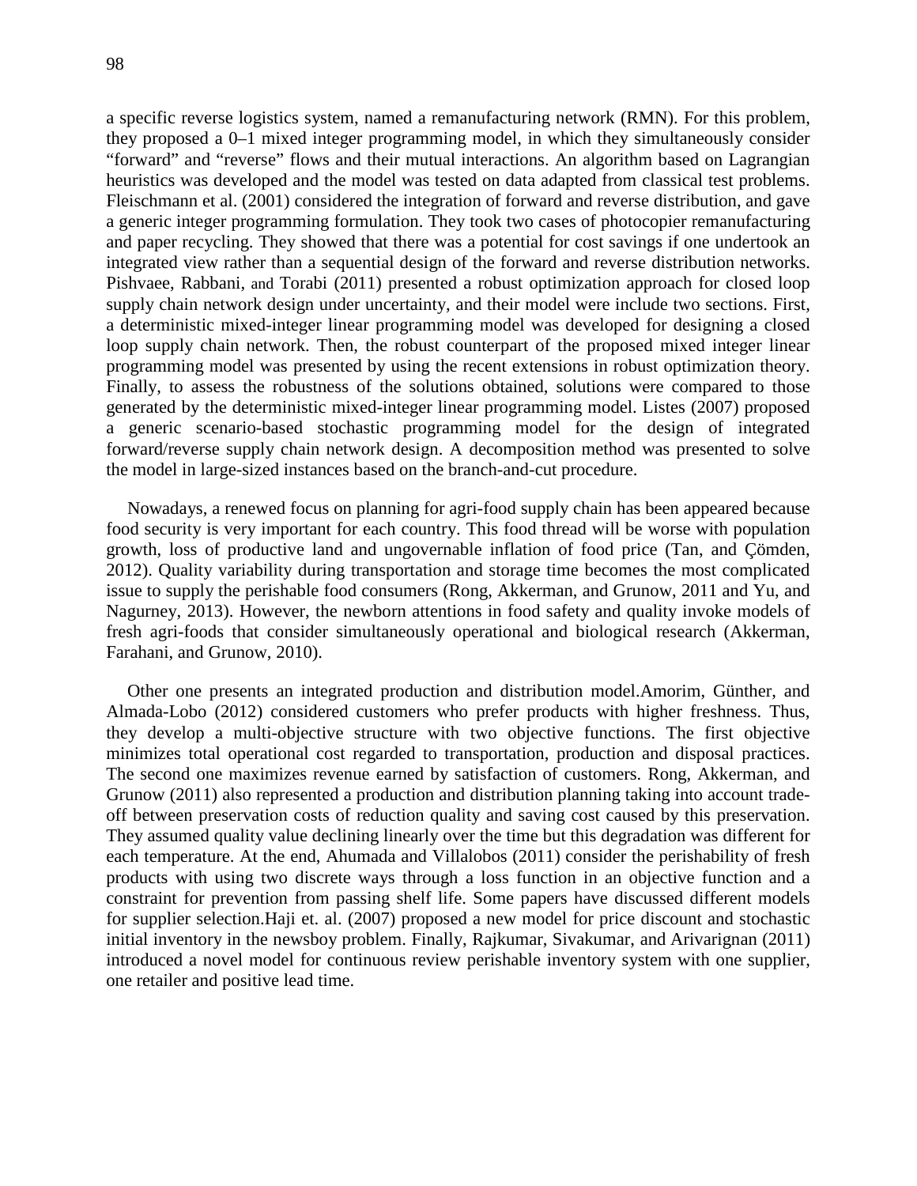a specific reverse logistics system, named a remanufacturing network (RMN). For this problem, they proposed a 0–1 mixed integer programming model, in which they simultaneously consider "forward" and "reverse" flows and their mutual interactions. An algorithm based on Lagrangian heuristics was developed and the model was tested on data adapted from classical test problems. Fleischmann et al. (2001) considered the integration of forward and reverse distribution, and gave a generic integer programming formulation. They took two cases of photocopier remanufacturing and paper recycling. They showed that there was a potential for cost savings if one undertook an integrated view rather than a sequential design of the forward and reverse distribution networks. Pishvaee, Rabbani, and Torabi (2011) presented a robust optimization approach for closed loop supply chain network design under uncertainty, and their model were include two sections. First, a deterministic mixed-integer linear programming model was developed for designing a closed loop supply chain network. Then, the robust counterpart of the proposed mixed integer linear programming model was presented by using the recent extensions in robust optimization theory. Finally, to assess the robustness of the solutions obtained, solutions were compared to those generated by the deterministic mixed-integer linear programming model. Listes (2007) proposed a generic scenario-based stochastic programming model for the design of integrated forward/reverse supply chain network design. A decomposition method was presented to solve the model in large-sized instances based on the branch-and-cut procedure.

Nowadays, a renewed focus on planning for agri-food supply chain has been appeared because food security is very important for each country. This food thread will be worse with population growth, loss of productive land and ungovernable inflation of food price (Tan, and Çömden, 2012). Quality variability during transportation and storage time becomes the most complicated issue to supply the perishable food consumers (Rong, Akkerman, and Grunow, 2011 and Yu, and Nagurney, 2013). However, the newborn attentions in food safety and quality invoke models of fresh agri-foods that consider simultaneously operational and biological research (Akkerman, Farahani, and Grunow, 2010).

Other one presents an integrated production and distribution model.Amorim, Günther, and Almada-Lobo (2012) considered customers who prefer products with higher freshness. Thus, they develop a multi-objective structure with two objective functions. The first objective minimizes total operational cost regarded to transportation, production and disposal practices. The second one maximizes revenue earned by satisfaction of customers. Rong, Akkerman, and Grunow (2011) also represented a production and distribution planning taking into account trade-off between preservation costs of reduction quality and saving cost caused by this preservation. They assumed quality value declining linearly over the time but this degradation was different for each temperature. At the end, Ahumada and Villalobos (2011) consider the perishability of fresh products with using two discrete ways through a loss function in an objective function and a constraint for prevention from passing shelf life. Some papers have discussed different models for supplier selection.Haji et. al. (2007) proposed a new model for price discount and stochastic initial inventory in the newsboy problem. Finally, Rajkumar, Sivakumar, and Arivarignan (2011) introduced a novel model for continuous review perishable inventory system with one supplier, one retailer and positive lead time.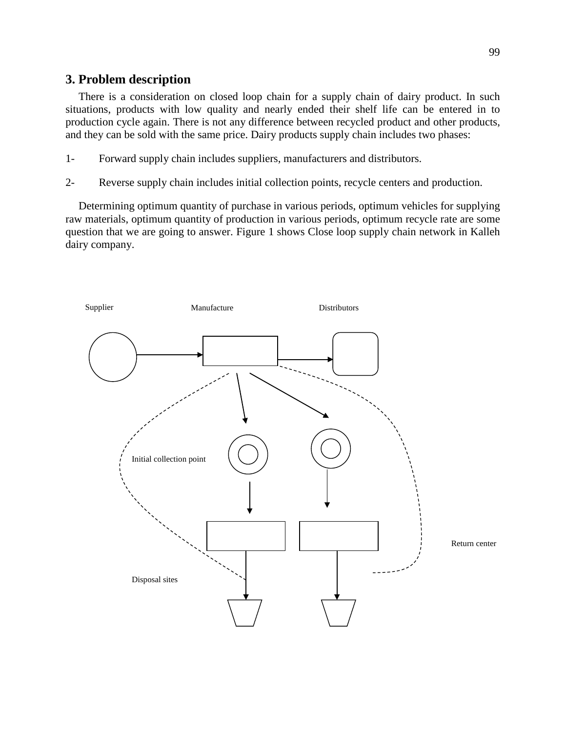## 3. Problem description

There is a consideration on closed loop chain for a supply chain of dairy product. In such situations, products with low quality and nearly ended their shelf life can be entered in to production cycle again. There is not any difference between recycled product and other products, and they can be sold with the same price. Dairy products supply chain includes two phases:

1- Forward supply chain includes suppliers, manufacturers and distributors.

2- Reverse supply chain includes initial collection points, recycle centers and production.

Determining optimum quantity of purchase in various periods, optimum vehicles for supplying raw materials, optimum quantity of production in various periods, optimum recycle rate are some question that we are going to answer. Figure 1 shows Close loop supply chain network in Kalleh dairy company.

Supplier Manufacture Distributors

Initial collection point

Return center

Disposal sites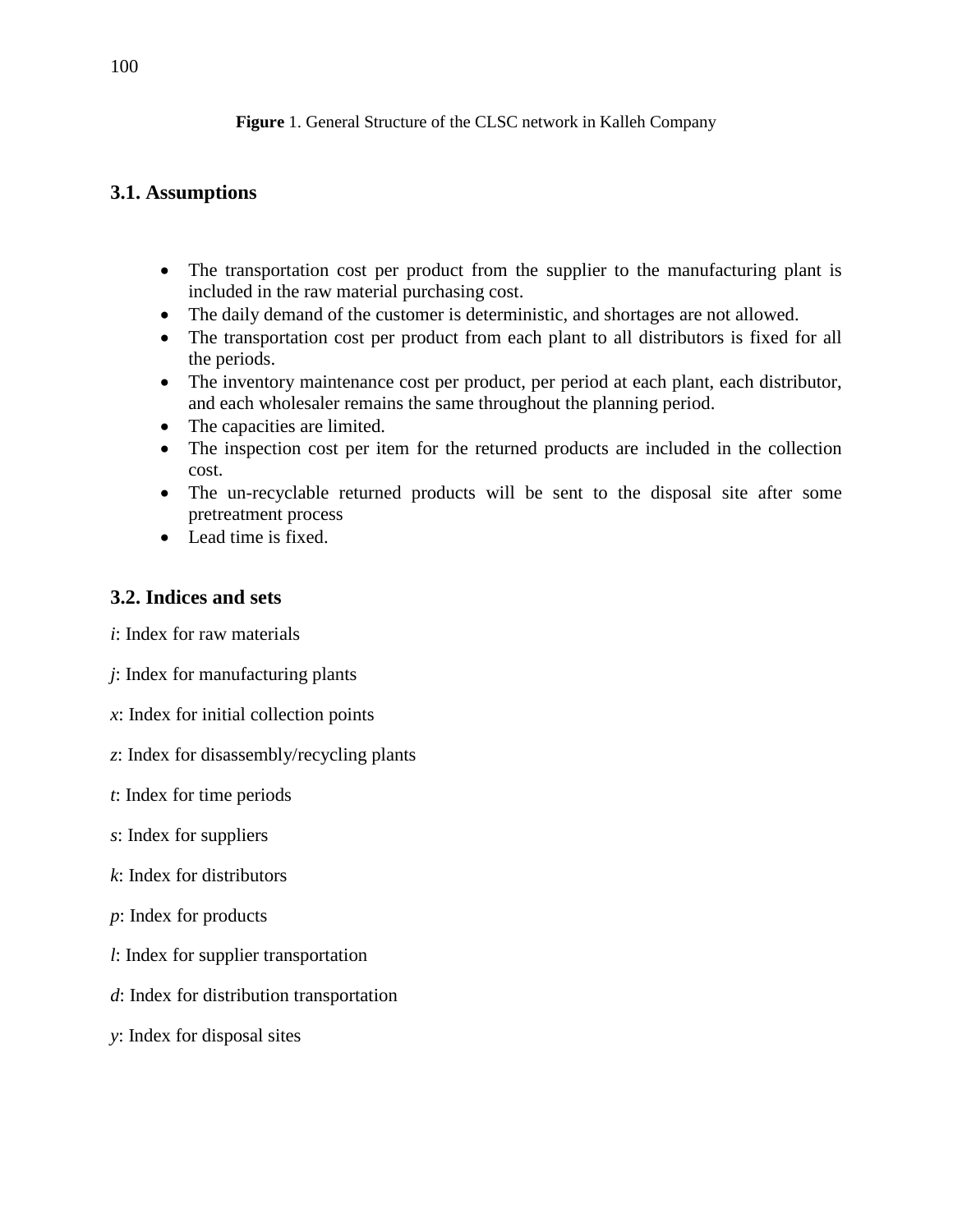**Figure** 1. General Structure of the CLSC network in Kalleh Company

### 3.1. Assumptions

- The transportation cost per product from the supplier to the manufacturing plant is included in the raw material purchasing cost.
- The daily demand of the customer is deterministic, and shortages are not allowed.
- The transportation cost per product from each plant to all distributors is fixed for all the periods.
- The inventory maintenance cost per product, per period at each plant, each distributor, and each wholesaler remains the same throughout the planning period.
- The capacities are limited.
- The inspection cost per item for the returned products are included in the collection cost.
- The un-recyclable returned products will be sent to the disposal site after some pretreatment process
- Lead time is fixed.

### 3.2. Indices and sets

$i$: Index for raw materials

$j$: Index for manufacturing plants

$x$: Index for initial collection points

$z$: Index for disassembly/recycling plants

$t$: Index for time periods

$s$: Index for suppliers

$k$: Index for distributors

$p$: Index for products

$l$: Index for supplier transportation

$d$: Index for distribution transportation

$y$: Index for disposal sites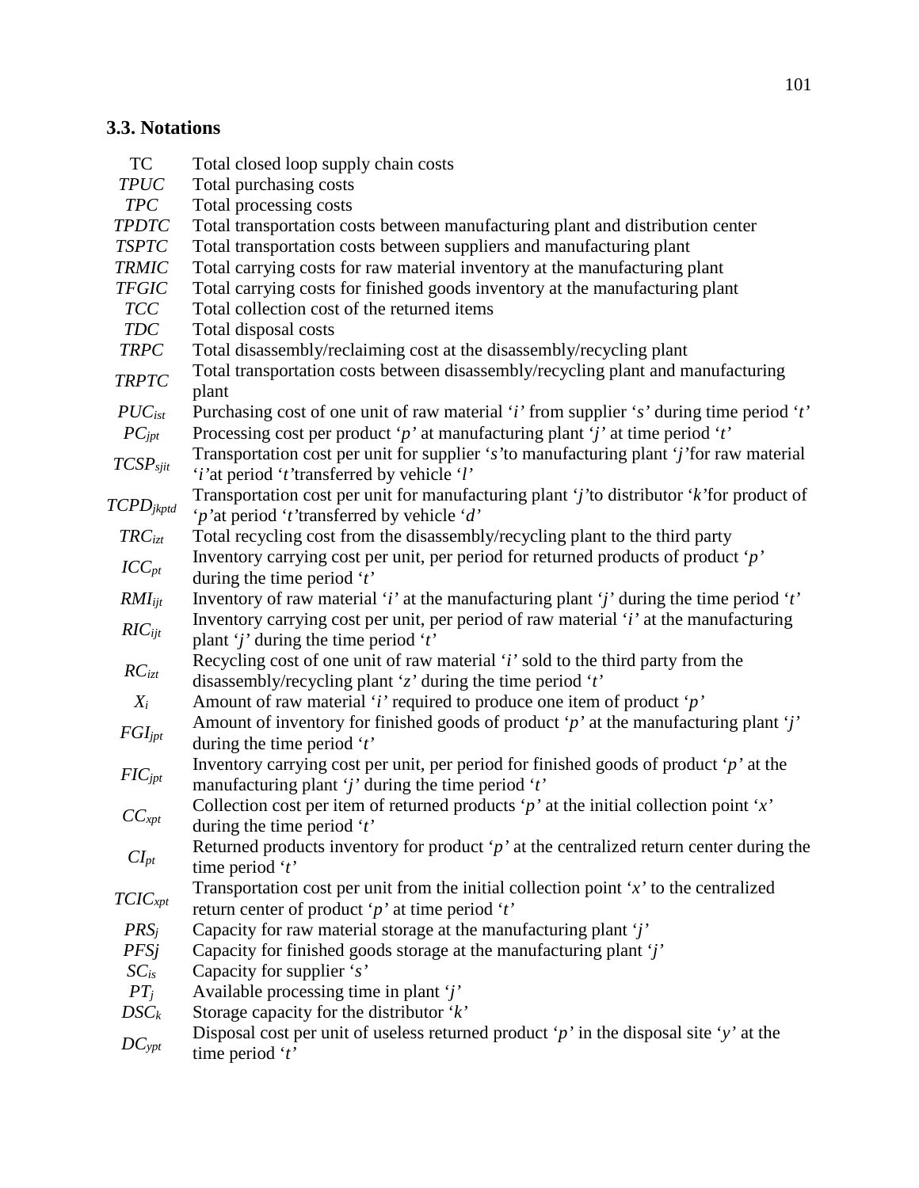## 3.3. Notations

| | |
|---|---|
| TC | Total closed loop supply chain costs |
| $TPUC$ | Total purchasing costs |
| $TPC$ | Total processing costs |
| $TPDTC$ | Total transportation costs between manufacturing plant and distribution center |
| $TSPTC$ | Total transportation costs between suppliers and manufacturing plant |
| $TRMIC$ | Total carrying costs for raw material inventory at the manufacturing plant |
| $TFGIC$ | Total carrying costs for finished goods inventory at the manufacturing plant |
| $TCC$ | Total collection cost of the returned items |
| $TDC$ | Total disposal costs |
| $TRPC$ | Total disassembly/reclaiming cost at the disassembly/recycling plant |
| $TRPTC$ | Total transportation costs between disassembly/recycling plant and manufacturing plant |
| $PUC_{ist}$ | Purchasing cost of one unit of raw material '*i*' from supplier '*s*' during time period '*t*' |
| $PC_{jpt}$ | Processing cost per product '*p*' at manufacturing plant '*j*' at time period '*t*' |
| $TCSP_{sjit}$ | Transportation cost per unit for supplier '*s*'to manufacturing plant '*j*'for raw material '*i*'at period '*t*'transferred by vehicle '*l*' |
| $TCPD_{jkptd}$ | Transportation cost per unit for manufacturing plant '*j*'to distributor '*k*'for product of '*p*'at period '*t*'transferred by vehicle '*d*' |
| $TRC_{izt}$ | Total recycling cost from the disassembly/recycling plant to the third party |
| $ICC_{pt}$ | Inventory carrying cost per unit, per period for returned products of product '*p*' during the time period '*t*' |
| $RMI_{ijt}$ | Inventory of raw material '*i*' at the manufacturing plant '*j*' during the time period '*t*' |
| $RIC_{ijt}$ | Inventory carrying cost per unit, per period of raw material '*i*' at the manufacturing plant '*j*' during the time period '*t*' |
| $RC_{izt}$ | Recycling cost of one unit of raw material '*i*' sold to the third party from the disassembly/recycling plant '*z*' during the time period '*t*' |
| $X_i$ | Amount of raw material '*i*' required to produce one item of product '*p*' |
| $FGI_{jpt}$ | Amount of inventory for finished goods of product '*p*' at the manufacturing plant '*j*' during the time period '*t*' |
| $FIC_{jpt}$ | Inventory carrying cost per unit, per period for finished goods of product '*p*' at the manufacturing plant '*j*' during the time period '*t*' |
| $CC_{xpt}$ | Collection cost per item of returned products '*p*' at the initial collection point '*x*' during the time period '*t*' |
| $CI_{pt}$ | Returned products inventory for product '*p*' at the centralized return center during the time period '*t*' |
| $TCIC_{xpt}$ | Transportation cost per unit from the initial collection point '*x*' to the centralized return center of product '*p*' at time period '*t*' |
| $PRS_j$ | Capacity for raw material storage at the manufacturing plant '*j*' |
| $PFSj$ | Capacity for finished goods storage at the manufacturing plant '*j*' |
| $SC_{is}$ | Capacity for supplier '*s*' |
| $PT_j$ | Available processing time in plant '*j*' |
| $DSC_k$ | Storage capacity for the distributor '*k*' |
| $DC_{ypt}$ | Disposal cost per unit of useless returned product '*p*' in the disposal site '*y*' at the time period '*t*' |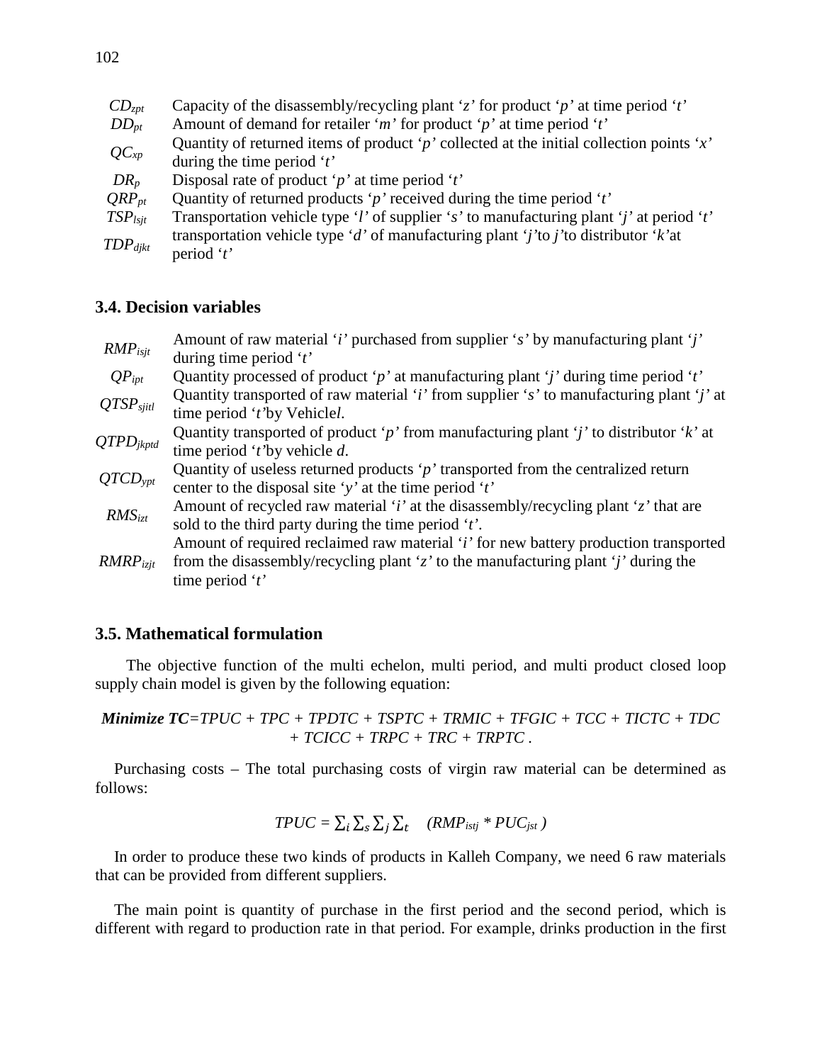| | |
|---|---|
| $CD_{zpt}$ | Capacity of the disassembly/recycling plant '*z*' for product '*p*' at time period '*t*' |
| $DD_{pt}$ | Amount of demand for retailer '*m*' for product '*p*' at time period '*t*' |
| $QC_{xp}$ | Quantity of returned items of product '*p*' collected at the initial collection points '*x*' during the time period '*t*' |
| $DR_{p}$ | Disposal rate of product '*p*' at time period '*t*' |
| $QRP_{pt}$ | Quantity of returned products '*p*' received during the time period '*t*' |
| $TSP_{lsjt}$ | Transportation vehicle type '*l*' of supplier '*s*' to manufacturing plant '*j*' at period '*t*' |
| $TDP_{djkt}$ | transportation vehicle type '*d*' of manufacturing plant '*j*'to *j*'to distributor '*k*'at period '*t*' |

### 3.4. Decision variables

| | |
|---|---|
| $RMP_{isjt}$ | Amount of raw material '*i*' purchased from supplier '*s*' by manufacturing plant '*j*' during time period '*t*' |
| $QP_{ipt}$ | Quantity processed of product '*p*' at manufacturing plant '*j*' during time period '*t*' |
| $QTSP_{sjitl}$ | Quantity transported of raw material '*i*' from supplier '*s*' to manufacturing plant '*j*' at time period '*t*'by Vehicle*l*. |
| $QTPD_{jkptd}$ | Quantity transported of product '*p*' from manufacturing plant '*j*' to distributor '*k*' at time period '*t*'by vehicle *d*. |
| $QTCD_{ypt}$ | Quantity of useless returned products '*p*' transported from the centralized return center to the disposal site '*y*' at the time period '*t*' |
| $RMS_{izt}$ | Amount of recycled raw material '*i*' at the disassembly/recycling plant '*z*' that are sold to the third party during the time period '*t*'. |
| $RMRP_{izjt}$ | Amount of required reclaimed raw material '*i*' for new battery production transported from the disassembly/recycling plant '*z*' to the manufacturing plant '*j*' during the time period '*t*' |

### 3.5. Mathematical formulation

The objective function of the multi echelon, multi period, and multi product closed loop supply chain model is given by the following equation:

$$\textbf{Minimize } \boldsymbol{TC} = TPUC + TPC + TPDTC + TSPTC + TRMIC + TFGIC + TCC + TICTC + TDC + TCICC + TRPC + TRC + TRPTC\,.$$

Purchasing costs – The total purchasing costs of virgin raw material can be determined as follows:

$$TPUC = \sum_{i}\sum_{s}\sum_{j}\sum_{t} \quad (RMP_{istj} * PUC_{jst})$$

In order to produce these two kinds of products in Kalleh Company, we need 6 raw materials that can be provided from different suppliers.

The main point is quantity of purchase in the first period and the second period, which is different with regard to production rate in that period. For example, drinks production in the first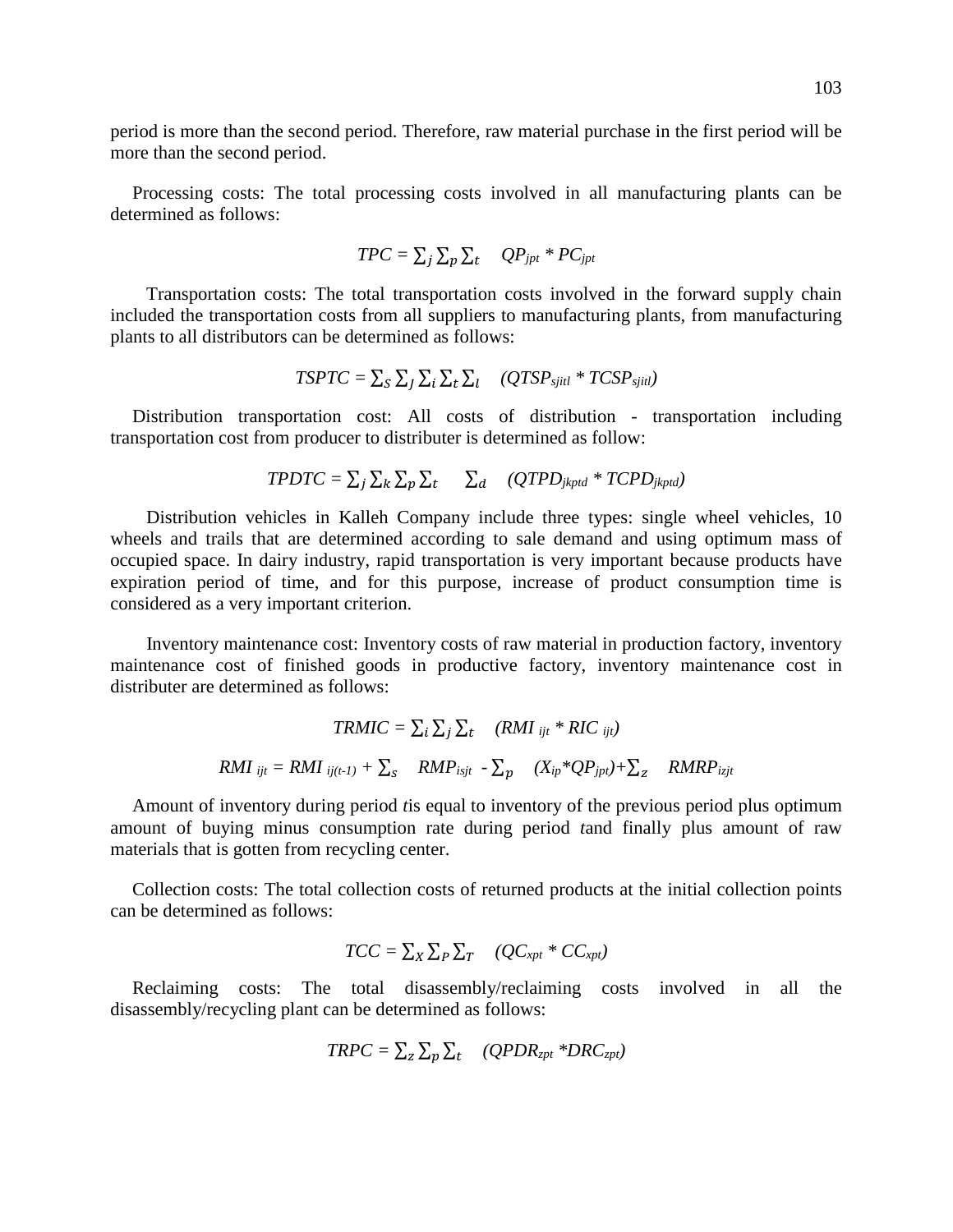period is more than the second period. Therefore, raw material purchase in the first period will be more than the second period.

Processing costs: The total processing costs involved in all manufacturing plants can be determined as follows:

$$TPC = \sum_j \sum_p \sum_t \quad QP_{jpt} * PC_{jpt}$$

Transportation costs: The total transportation costs involved in the forward supply chain included the transportation costs from all suppliers to manufacturing plants, from manufacturing plants to all distributors can be determined as follows:

$$TSPTC = \sum_S \sum_J \sum_i \sum_t \sum_l \quad (QTSP_{sjitl} * TCSP_{sjitl})$$

Distribution transportation cost: All costs of distribution - transportation including transportation cost from producer to distributer is determined as follow:

$$TPDTC = \sum_j \sum_k \sum_p \sum_t \quad \sum_d \quad (QTPD_{jkptd} * TCPD_{jkptd})$$

Distribution vehicles in Kalleh Company include three types: single wheel vehicles, 10 wheels and trails that are determined according to sale demand and using optimum mass of occupied space. In dairy industry, rapid transportation is very important because products have expiration period of time, and for this purpose, increase of product consumption time is considered as a very important criterion.

Inventory maintenance cost: Inventory costs of raw material in production factory, inventory maintenance cost of finished goods in productive factory, inventory maintenance cost in distributer are determined as follows:

$$TRMIC = \sum_i \sum_j \sum_t \quad (RMI_{ijt} * RIC_{ijt})$$

$$RMI_{ijt} = RMI_{ij(t-1)} + \sum_s \quad RMP_{isjt} - \sum_p \quad (X_{ip}*QP_{jpt}) + \sum_z \quad RMRP_{izjt}$$

Amount of inventory during period *t*is equal to inventory of the previous period plus optimum amount of buying minus consumption rate during period *t*and finally plus amount of raw materials that is gotten from recycling center.

Collection costs: The total collection costs of returned products at the initial collection points can be determined as follows:

$$TCC = \sum_X \sum_P \sum_T \quad (QC_{xpt} * CC_{xpt})$$

Reclaiming costs: The total disassembly/reclaiming costs involved in all the disassembly/recycling plant can be determined as follows:

$$TRPC = \sum_z \sum_p \sum_t \quad (QPDR_{zpt} * DRC_{zpt})$$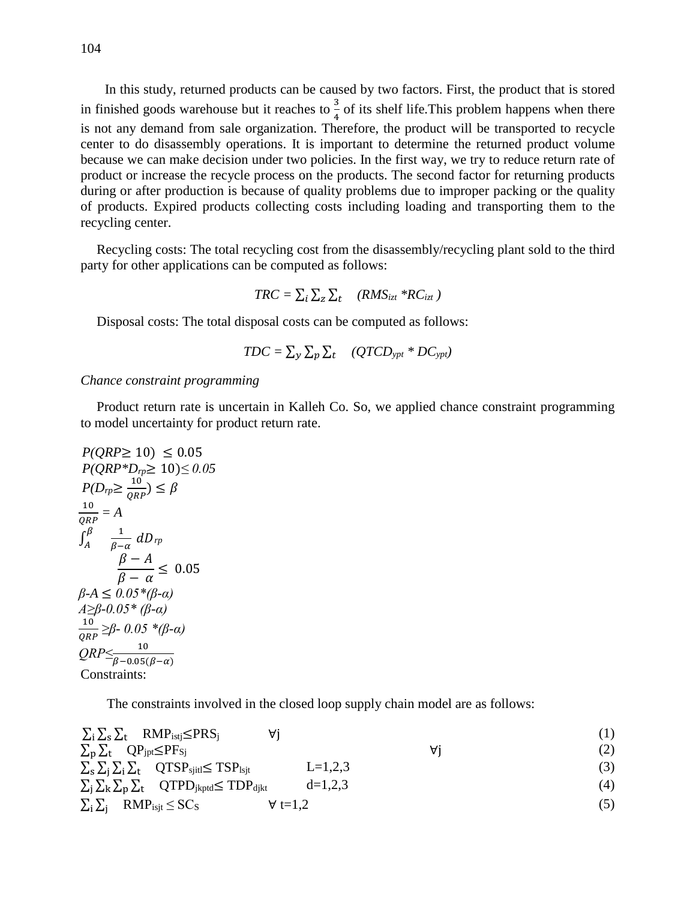In this study, returned products can be caused by two factors. First, the product that is stored in finished goods warehouse but it reaches to $\frac{3}{4}$ of its shelf life.This problem happens when there is not any demand from sale organization. Therefore, the product will be transported to recycle center to do disassembly operations. It is important to determine the returned product volume because we can make decision under two policies. In the first way, we try to reduce return rate of product or increase the recycle process on the products. The second factor for returning products during or after production is because of quality problems due to improper packing or the quality of products. Expired products collecting costs including loading and transporting them to the recycling center.

Recycling costs: The total recycling cost from the disassembly/recycling plant sold to the third party for other applications can be computed as follows:

$$TRC = \sum_i \sum_z \sum_t \quad (RMS_{izt} * RC_{izt})$$

Disposal costs: The total disposal costs can be computed as follows:

$$TDC = \sum_y \sum_p \sum_t \quad (QTCD_{ypt} * DC_{ypt})$$

*Chance constraint programming*

Product return rate is uncertain in Kalleh Co. So, we applied chance constraint programming to model uncertainty for product return rate.

$P(QRP \geq 10) \leq 0.05$

$P(QRP * D_{rp} \geq 10) \leq 0.05$

$P(D_{rp} \geq \frac{10}{QRP}) \leq \beta$

$\frac{10}{QRP} = A$

$\int_A^\beta \quad \frac{1}{\beta - \alpha} \, dD_{rp}$

$$\frac{\beta - A}{\beta - \alpha} \leq 0.05$$

$\beta - A \leq 0.05 * (\beta - \alpha)$

$A \geq \beta - 0.05 * (\beta - \alpha)$

$\frac{10}{QRP} \geq \beta - 0.05 * (\beta - \alpha)$

$QRP \leq \frac{10}{\beta - 0.05(\beta - \alpha)}$

Constraints:

The constraints involved in the closed loop supply chain model are as follows:

$$\sum_i \sum_s \sum_t \quad RMP_{istj} \leq PRS_j \qquad \forall j \qquad (1)$$

$$\sum_p \sum_t \quad QP_{jpt} \leq PF_{Sj} \qquad \forall j \qquad (2)$$

$$\sum_s \sum_j \sum_i \sum_t \quad QTSP_{sjitl} \leq TSP_{lsjt} \qquad L=1,2,3 \qquad (3)$$

$$\sum_j \sum_k \sum_p \sum_t \quad QTPD_{jkptd} \leq TDP_{djkt} \qquad d=1,2,3 \qquad (4)$$

$$\sum_i \sum_j \quad RMP_{isjt} \leq SC_S \qquad \forall \ t=1,2 \qquad (5)$$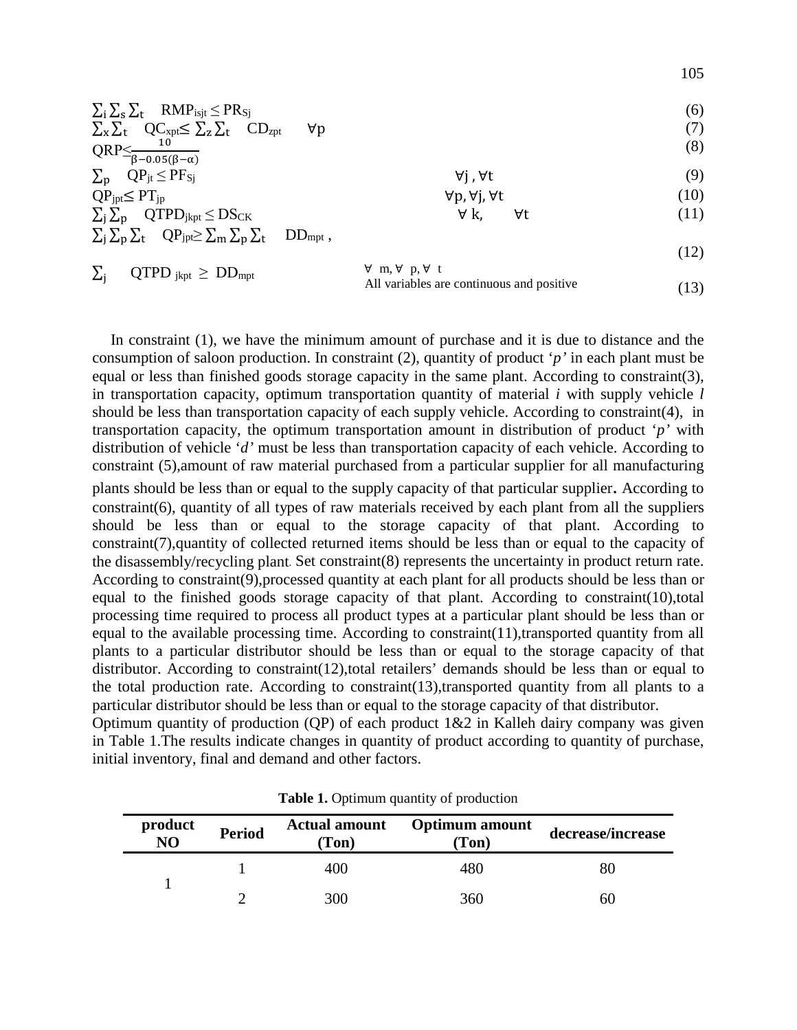$$\sum_i \sum_s \sum_t \quad RMP_{isjt} \leq PR_{Sj} \tag{6}$$

$$\sum_x \sum_t \quad QC_{xpt} \leq \sum_z \sum_t \quad CD_{zpt} \qquad \forall p \tag{7}$$

$$QRP \leq \frac{10}{\beta - 0.05(\beta - \alpha)} \tag{8}$$

$$\sum_p \quad QP_{jt} \leq PF_{Sj} \qquad \forall j, \forall t \tag{9}$$

$$QP_{jpt} \leq PT_{jp} \qquad \forall p, \forall j, \forall t \tag{10}$$

$$\sum_j \sum_p \quad QTPD_{jkpt} \leq DS_{CK} \qquad \forall k, \quad \forall t \tag{11}$$

$$\sum_j \sum_p \sum_t \quad QP_{jpt} \geq \sum_m \sum_p \sum_t \quad DD_{mpt}, \tag{12}$$

$$\sum_j \quad QTPD_{jkpt} \geq DD_{mpt} \qquad \forall m, \forall p, \forall t \tag{13}$$

All variables are continuous and positive

In constraint (1), we have the minimum amount of purchase and it is due to distance and the consumption of saloon production. In constraint (2), quantity of product '*p'* in each plant must be equal or less than finished goods storage capacity in the same plant. According to constraint(3), in transportation capacity, optimum transportation quantity of material *i* with supply vehicle *l* should be less than transportation capacity of each supply vehicle. According to constraint(4), in transportation capacity, the optimum transportation amount in distribution of product '*p'* with distribution of vehicle '*d'* must be less than transportation capacity of each vehicle. According to constraint (5),amount of raw material purchased from a particular supplier for all manufacturing plants should be less than or equal to the supply capacity of that particular supplier. According to constraint(6), quantity of all types of raw materials received by each plant from all the suppliers should be less than or equal to the storage capacity of that plant. According to constraint(7),quantity of collected returned items should be less than or equal to the capacity of the disassembly/recycling plant. Set constraint(8) represents the uncertainty in product return rate. According to constraint(9),processed quantity at each plant for all products should be less than or equal to the finished goods storage capacity of that plant. According to constraint(10),total processing time required to process all product types at a particular plant should be less than or equal to the available processing time. According to constraint(11),transported quantity from all plants to a particular distributor should be less than or equal to the storage capacity of that distributor. According to constraint(12),total retailers' demands should be less than or equal to the total production rate. According to constraint(13),transported quantity from all plants to a particular distributor should be less than or equal to the storage capacity of that distributor.

Optimum quantity of production (QP) of each product 1&2 in Kalleh dairy company was given in Table 1.The results indicate changes in quantity of product according to quantity of purchase, initial inventory, final and demand and other factors.

**Table 1.** Optimum quantity of production

| product NO | Period | Actual amount (Ton) | Optimum amount (Ton) | decrease/increase |
|---|---|---|---|---|
| 1 | 1 | 400 | 480 | 80 |
| | 2 | 300 | 360 | 60 |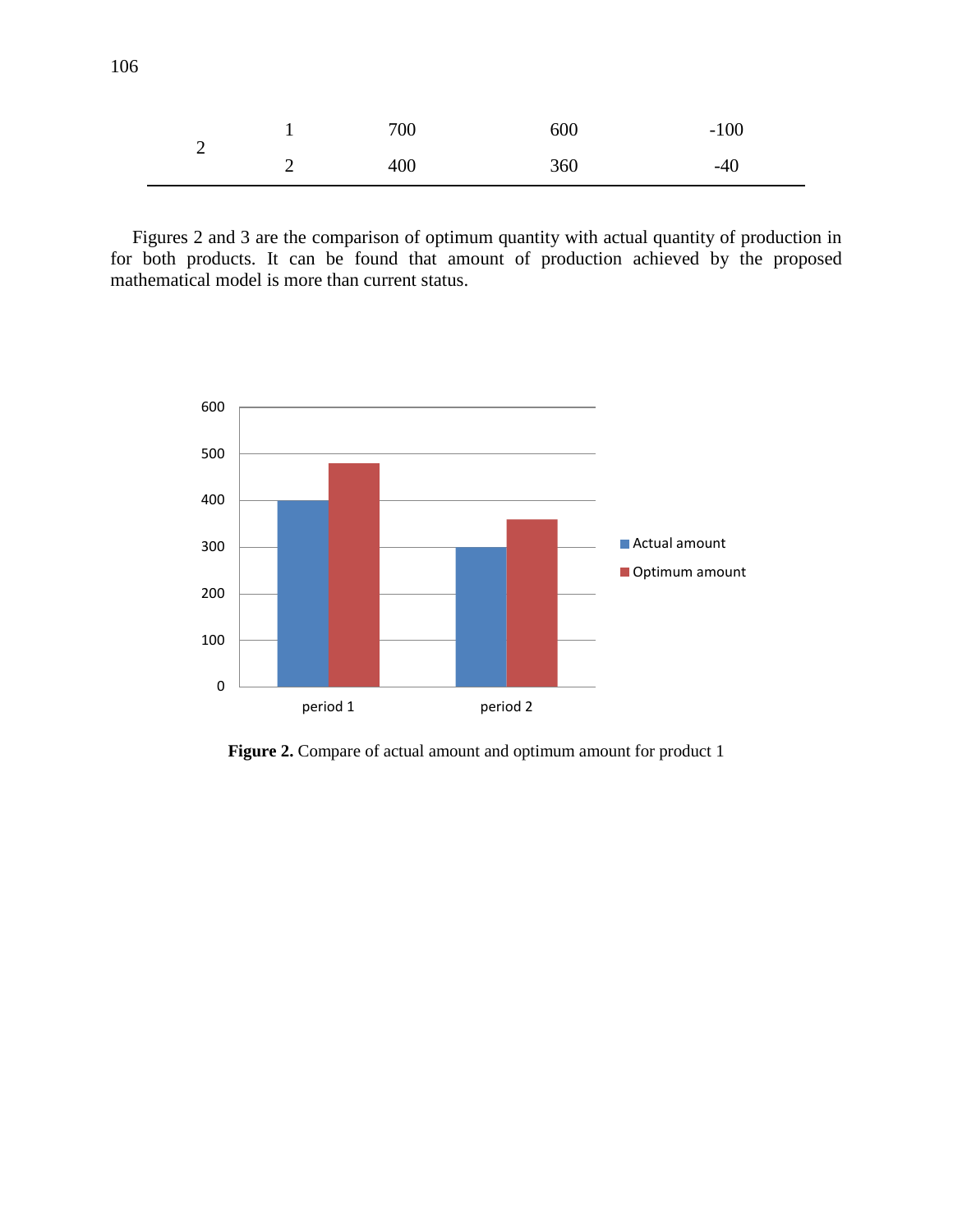| | | | | |
|---|---|---|---|---|
| 2 | 1 | 700 | 600 | -100 |
| | 2 | 400 | 360 | -40 |

Figures 2 and 3 are the comparison of optimum quantity with actual quantity of production in for both products. It can be found that amount of production achieved by the proposed mathematical model is more than current status.

**Figure 2.** Compare of actual amount and optimum amount for product 1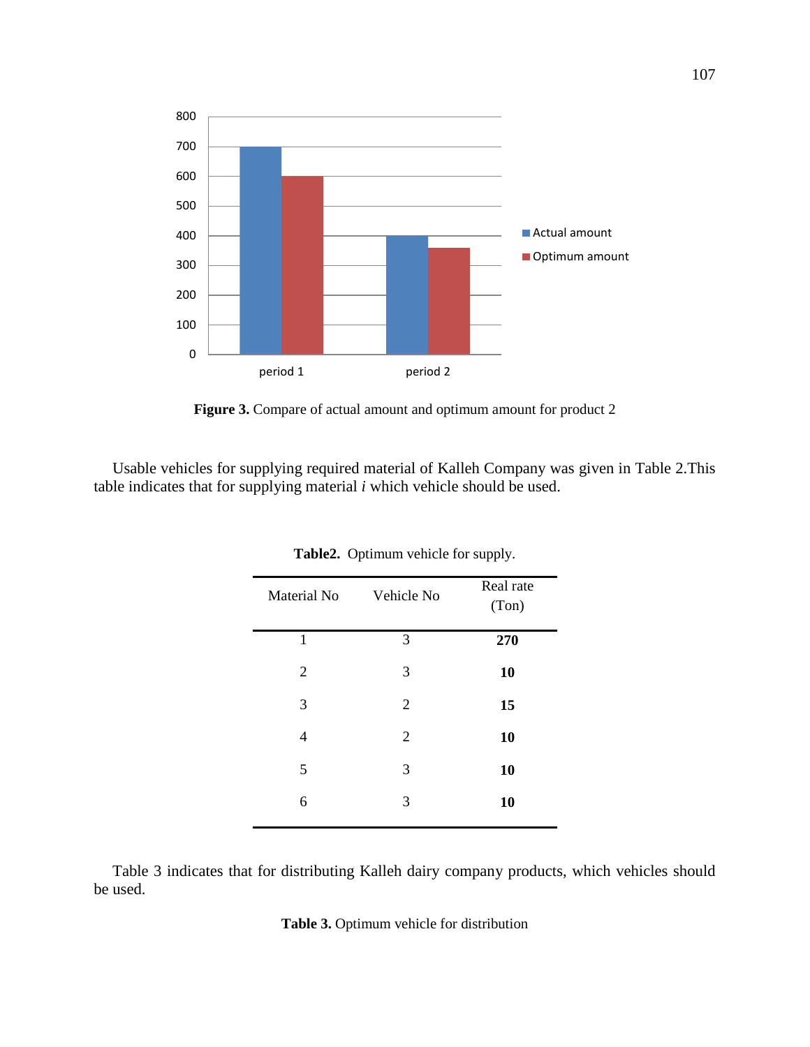**Figure 3.** Compare of actual amount and optimum amount for product 2

Usable vehicles for supplying required material of Kalleh Company was given in Table 2.This table indicates that for supplying material *i* which vehicle should be used.

**Table2.** Optimum vehicle for supply.

| Material No | Vehicle No | Real rate (Ton) |
|---|---|---|
| 1 | 3 | **270** |
| 2 | 3 | **10** |
| 3 | 2 | **15** |
| 4 | 2 | **10** |
| 5 | 3 | **10** |
| 6 | 3 | **10** |

Table 3 indicates that for distributing Kalleh dairy company products, which vehicles should be used.

**Table 3.** Optimum vehicle for distribution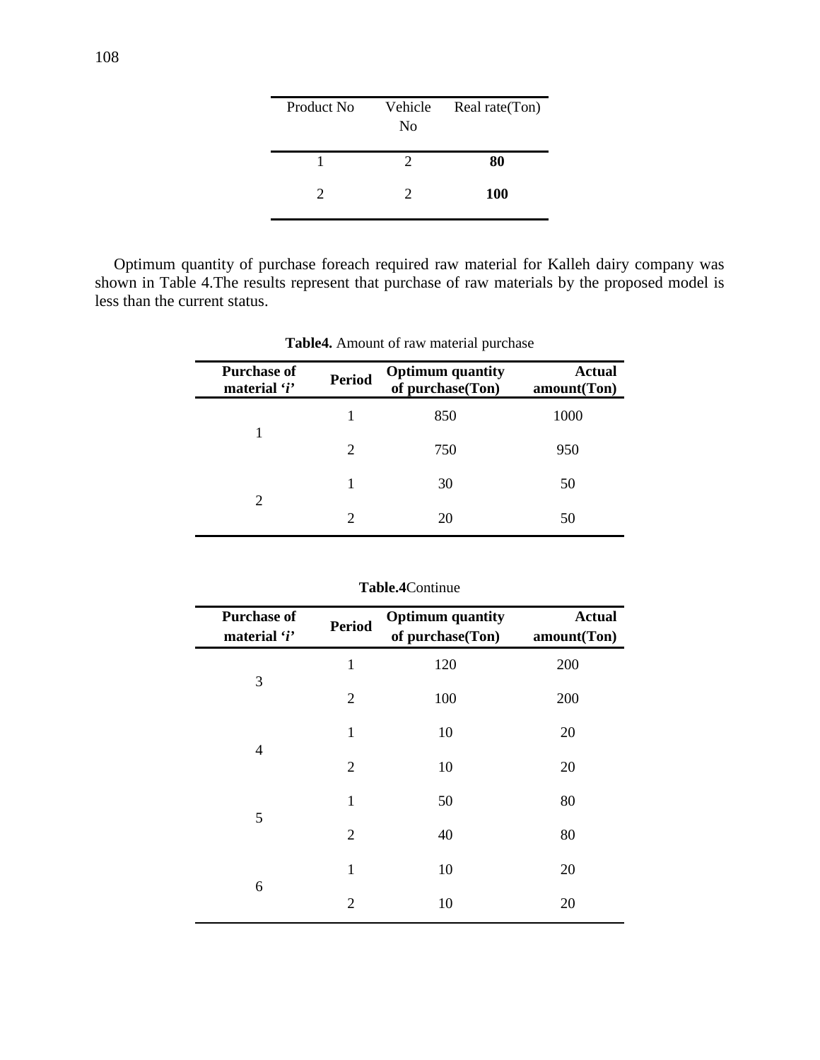| Product No | Vehicle No | Real rate(Ton) |
|---|---|---|
| 1 | 2 | **80** |
| 2 | 2 | **100** |

Optimum quantity of purchase foreach required raw material for Kalleh dairy company was shown in Table 4.The results represent that purchase of raw materials by the proposed model is less than the current status.

**Table4.** Amount of raw material purchase

| Purchase of material '*i*' | Period | Optimum quantity of purchase(Ton) | Actual amount(Ton) |
|---|---|---|---|
| 1 | 1 | 850 | 1000 |
| | 2 | 750 | 950 |
| 2 | 1 | 30 | 50 |
| | 2 | 20 | 50 |

**Table.4**Continue

| Purchase of material '*i*' | Period | Optimum quantity of purchase(Ton) | Actual amount(Ton) |
|---|---|---|---|
| 3 | 1 | 120 | 200 |
| | 2 | 100 | 200 |
| 4 | 1 | 10 | 20 |
| | 2 | 10 | 20 |
| 5 | 1 | 50 | 80 |
| | 2 | 40 | 80 |
| 6 | 1 | 10 | 20 |
| | 2 | 10 | 20 |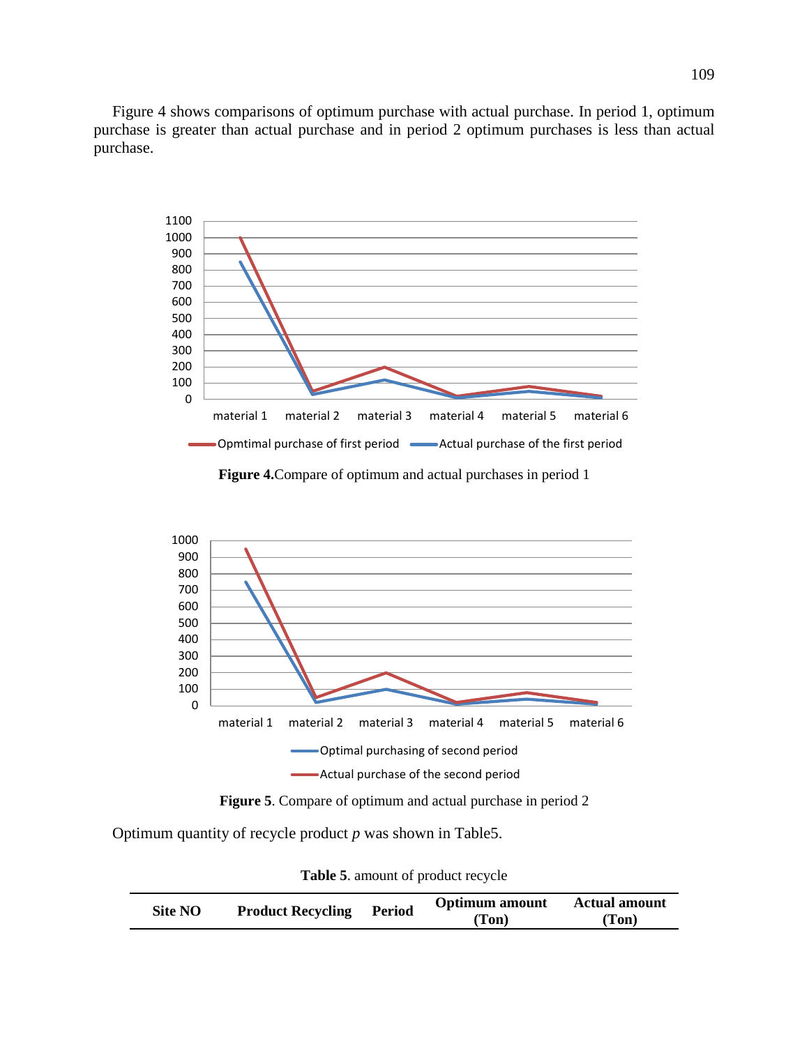Figure 4 shows comparisons of optimum purchase with actual purchase. In period 1, optimum purchase is greater than actual purchase and in period 2 optimum purchases is less than actual purchase.

**Figure 4.**Compare of optimum and actual purchases in period 1

**Figure 5**. Compare of optimum and actual purchase in period 2

Optimum quantity of recycle product *p* was shown in Table5.

**Table 5**. amount of product recycle

| Site NO | Product Recycling | Period | Optimum amount (Ton) | Actual amount (Ton) |
|---|---|---|---|---|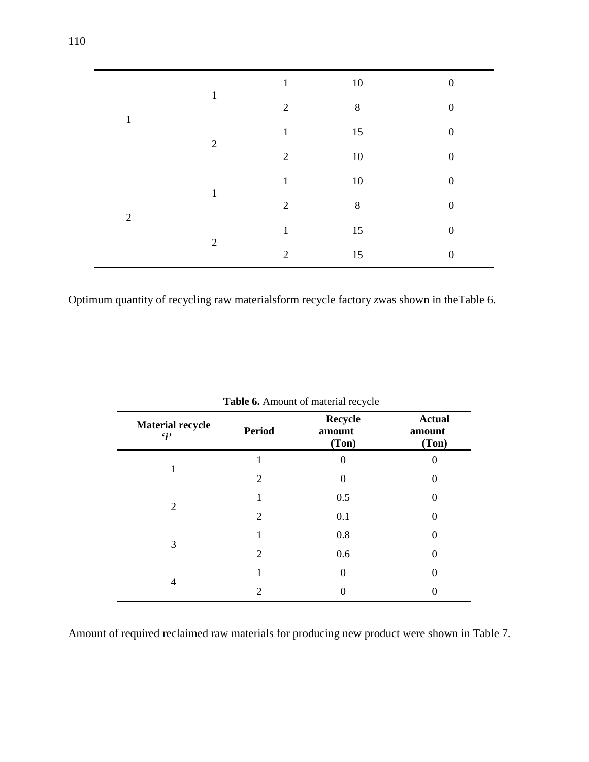| | | | | |
|---|---|---|---|---|
| 1 | 1 | 1 | 10 | 0 |
| | | 2 | 8 | 0 |
| | 2 | 1 | 15 | 0 |
| | | 2 | 10 | 0 |
| 2 | 1 | 1 | 10 | 0 |
| | | 2 | 8 | 0 |
| | 2 | 1 | 15 | 0 |
| | | 2 | 15 | 0 |

Optimum quantity of recycling raw materialsform recycle factory *z*was shown in theTable 6.

**Table 6.** Amount of material recycle

| Material recycle '*i*' | Period | Recycle amount (Ton) | Actual amount (Ton) |
|---|---|---|---|
| 1 | 1 | 0 | 0 |
| | 2 | 0 | 0 |
| 2 | 1 | 0.5 | 0 |
| | 2 | 0.1 | 0 |
| 3 | 1 | 0.8 | 0 |
| | 2 | 0.6 | 0 |
| 4 | 1 | 0 | 0 |
| | 2 | 0 | 0 |

Amount of required reclaimed raw materials for producing new product were shown in Table 7.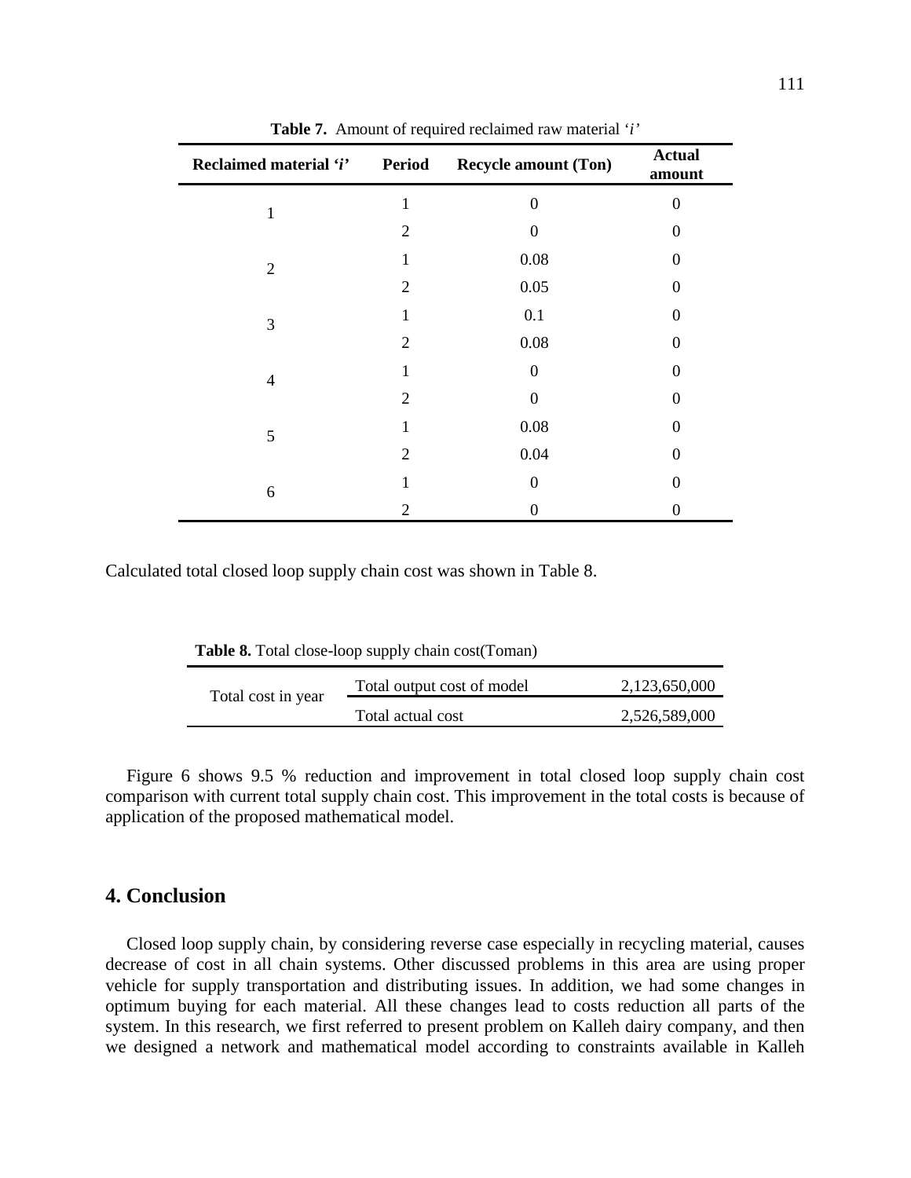**Table 7.** Amount of required reclaimed raw material '*i*'

| Reclaimed material '*i*' | Period | Recycle amount (Ton) | Actual amount |
|---|---|---|---|
| 1 | 1 | 0 | 0 |
| | 2 | 0 | 0 |
| 2 | 1 | 0.08 | 0 |
| | 2 | 0.05 | 0 |
| 3 | 1 | 0.1 | 0 |
| | 2 | 0.08 | 0 |
| 4 | 1 | 0 | 0 |
| | 2 | 0 | 0 |
| 5 | 1 | 0.08 | 0 |
| | 2 | 0.04 | 0 |
| 6 | 1 | 0 | 0 |
| | 2 | 0 | 0 |

Calculated total closed loop supply chain cost was shown in Table 8.

**Table 8.** Total close-loop supply chain cost(Toman)

| Total cost in year | Total output cost of model | 2,123,650,000 |
|---|---|---|
| | Total actual cost | 2,526,589,000 |

Figure 6 shows 9.5 % reduction and improvement in total closed loop supply chain cost comparison with current total supply chain cost. This improvement in the total costs is because of application of the proposed mathematical model.

## 4. Conclusion

Closed loop supply chain, by considering reverse case especially in recycling material, causes decrease of cost in all chain systems. Other discussed problems in this area are using proper vehicle for supply transportation and distributing issues. In addition, we had some changes in optimum buying for each material. All these changes lead to costs reduction all parts of the system. In this research, we first referred to present problem on Kalleh dairy company, and then we designed a network and mathematical model according to constraints available in Kalleh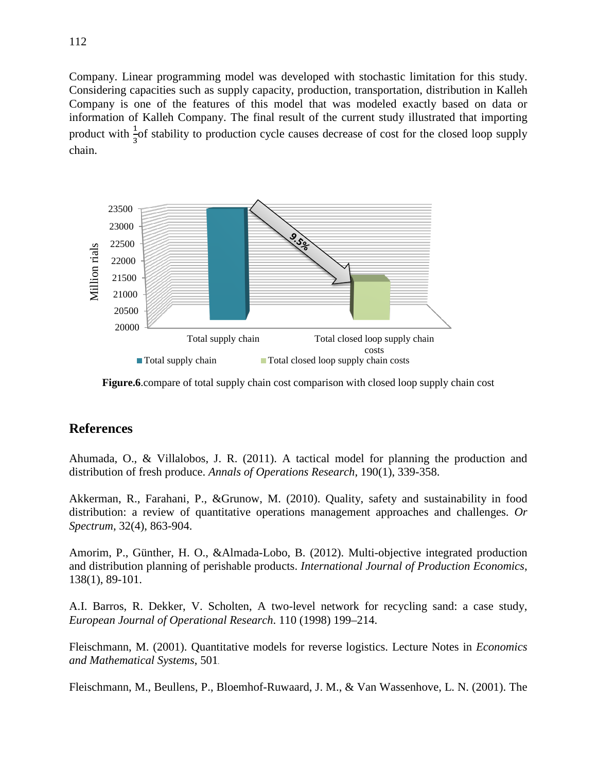Company. Linear programming model was developed with stochastic limitation for this study. Considering capacities such as supply capacity, production, transportation, distribution in Kalleh Company is one of the features of this model that was modeled exactly based on data or information of Kalleh Company. The final result of the current study illustrated that importing product with $\frac{1}{3}$of stability to production cycle causes decrease of cost for the closed loop supply chain.

**Figure.6**.compare of total supply chain cost comparison with closed loop supply chain cost

## References

Ahumada, O., & Villalobos, J. R. (2011). A tactical model for planning the production and distribution of fresh produce. *Annals of Operations Research*, 190(1), 339-358.

Akkerman, R., Farahani, P., &Grunow, M. (2010). Quality, safety and sustainability in food distribution: a review of quantitative operations management approaches and challenges. *Or Spectrum*, 32(4), 863-904.

Amorim, P., Günther, H. O., &Almada-Lobo, B. (2012). Multi-objective integrated production and distribution planning of perishable products. *International Journal of Production Economics*, 138(1), 89-101.

A.I. Barros, R. Dekker, V. Scholten, A two-level network for recycling sand: a case study, *European Journal of Operational Research*. 110 (1998) 199–214.

Fleischmann, M. (2001). Quantitative models for reverse logistics. Lecture Notes in *Economics and Mathematical Systems*, 501.

Fleischmann, M., Beullens, P., Bloemhof-Ruwaard, J. M., & Van Wassenhove, L. N. (2001). The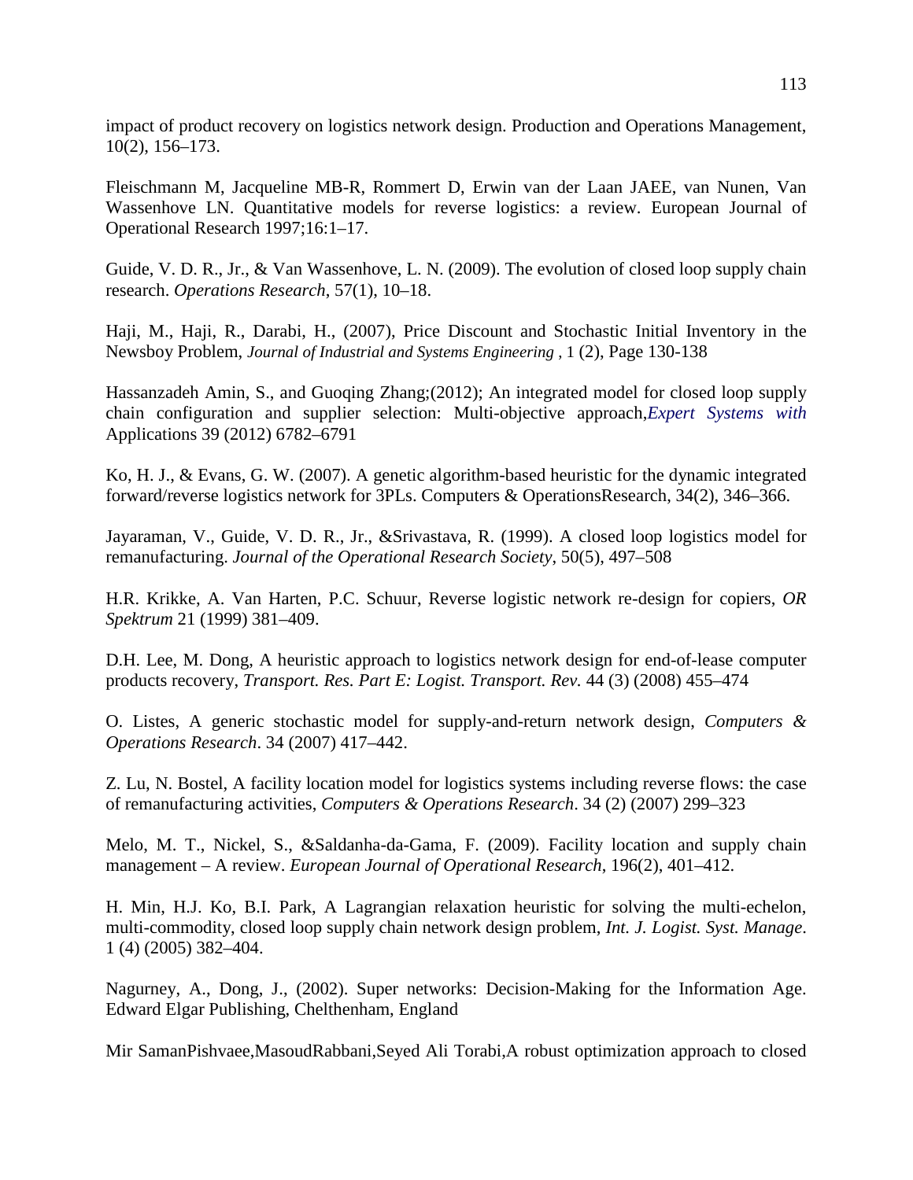impact of product recovery on logistics network design. Production and Operations Management, 10(2), 156–173.

Fleischmann M, Jacqueline MB-R, Rommert D, Erwin van der Laan JAEE, van Nunen, Van Wassenhove LN. Quantitative models for reverse logistics: a review. European Journal of Operational Research 1997;16:1–17.

Guide, V. D. R., Jr., & Van Wassenhove, L. N. (2009). The evolution of closed loop supply chain research. *Operations Research*, 57(1), 10–18.

Haji, M., Haji, R., Darabi, H., (2007), Price Discount and Stochastic Initial Inventory in the Newsboy Problem, *Journal of Industrial and Systems Engineering* , 1 (2), Page 130-138

Hassanzadeh Amin, S., and Guoqing Zhang;(2012); An integrated model for closed loop supply chain configuration and supplier selection: Multi-objective approach,*Expert Systems with* Applications 39 (2012) 6782–6791

Ko, H. J., & Evans, G. W. (2007). A genetic algorithm-based heuristic for the dynamic integrated forward/reverse logistics network for 3PLs. Computers & OperationsResearch, 34(2), 346–366.

Jayaraman, V., Guide, V. D. R., Jr., &Srivastava, R. (1999). A closed loop logistics model for remanufacturing. *Journal of the Operational Research Society*, 50(5), 497–508

H.R. Krikke, A. Van Harten, P.C. Schuur, Reverse logistic network re-design for copiers, *OR Spektrum* 21 (1999) 381–409.

D.H. Lee, M. Dong, A heuristic approach to logistics network design for end-of-lease computer products recovery, *Transport. Res. Part E: Logist. Transport. Rev.* 44 (3) (2008) 455–474

O. Listes, A generic stochastic model for supply-and-return network design, *Computers & Operations Research*. 34 (2007) 417–442.

Z. Lu, N. Bostel, A facility location model for logistics systems including reverse flows: the case of remanufacturing activities, *Computers & Operations Research*. 34 (2) (2007) 299–323

Melo, M. T., Nickel, S., &Saldanha-da-Gama, F. (2009). Facility location and supply chain management – A review. *European Journal of Operational Research*, 196(2), 401–412.

H. Min, H.J. Ko, B.I. Park, A Lagrangian relaxation heuristic for solving the multi-echelon, multi-commodity, closed loop supply chain network design problem, *Int. J. Logist. Syst. Manage*. 1 (4) (2005) 382–404.

Nagurney, A., Dong, J., (2002). Super networks: Decision-Making for the Information Age. Edward Elgar Publishing, Chelthenham, England

Mir SamanPishvaee,MasoudRabbani,Seyed Ali Torabi,A robust optimization approach to closed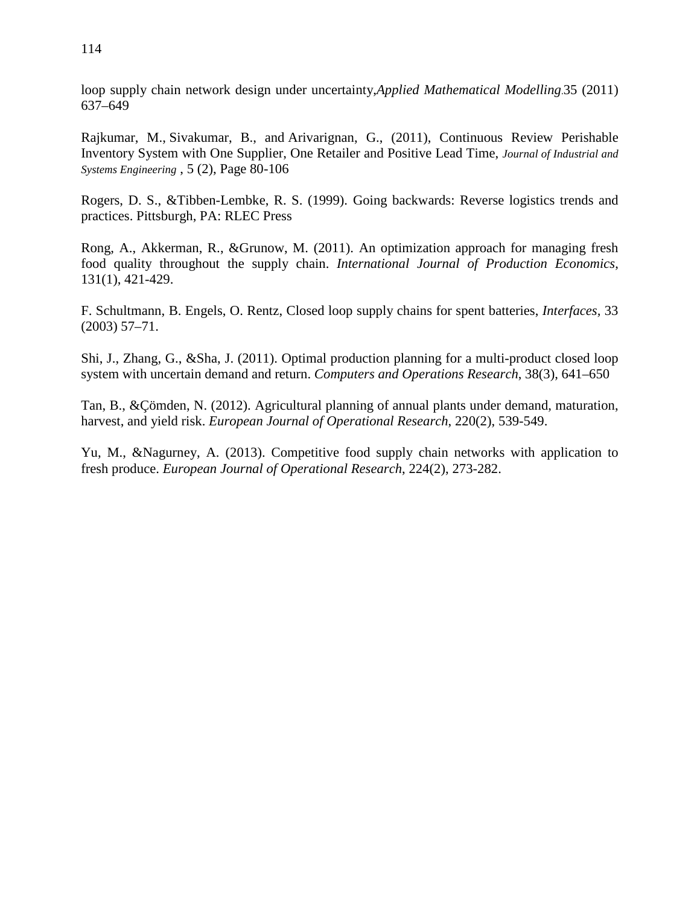loop supply chain network design under uncertainty,*Applied Mathematical Modelling*.35 (2011) 637–649

Rajkumar, M., Sivakumar, B., and Arivarignan, G., (2011), Continuous Review Perishable Inventory System with One Supplier, One Retailer and Positive Lead Time, *Journal of Industrial and Systems Engineering* , 5 (2), Page 80-106

Rogers, D. S., &Tibben-Lembke, R. S. (1999). Going backwards: Reverse logistics trends and practices. Pittsburgh, PA: RLEC Press

Rong, A., Akkerman, R., &Grunow, M. (2011). An optimization approach for managing fresh food quality throughout the supply chain. *International Journal of Production Economics*, 131(1), 421-429.

F. Schultmann, B. Engels, O. Rentz, Closed loop supply chains for spent batteries, *Interfaces*, 33 (2003) 57–71.

Shi, J., Zhang, G., &Sha, J. (2011). Optimal production planning for a multi-product closed loop system with uncertain demand and return. *Computers and Operations Research*, 38(3), 641–650

Tan, B., &Çömden, N. (2012). Agricultural planning of annual plants under demand, maturation, harvest, and yield risk. *European Journal of Operational Research*, 220(2), 539-549.

Yu, M., &Nagurney, A. (2013). Competitive food supply chain networks with application to fresh produce. *European Journal of Operational Research*, 224(2), 273-282.